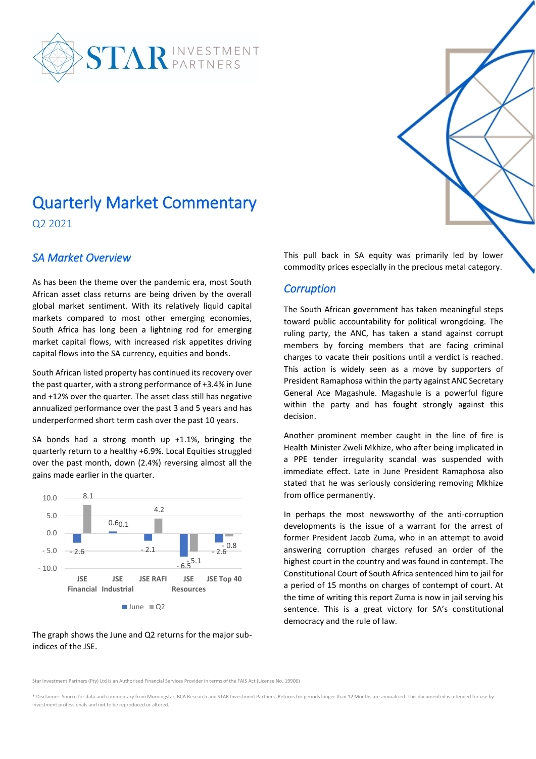STAR INVESTMENT PARTNERS

# Quarterly Market Commentary

Q2 2021

## *SA Market Overview*

As has been the theme over the pandemic era, most South African asset class returns are being driven by the overall global market sentiment. With its relatively liquid capital markets compared to most other emerging economies, South Africa has long been a lightning rod for emerging market capital flows, with increased risk appetites driving capital flows into the SA currency, equities and bonds.

South African listed property has continued its recovery over the past quarter, with a strong performance of +3.4% in June and +12% over the quarter. The asset class still has negative annualized performance over the past 3 and 5 years and has underperformed short term cash over the past 10 years.

SA bonds had a strong month up +1.1%, bringing the quarterly return to a healthy +6.9%. Local Equities struggled over the past month, down (2.4%) reversing almost all the gains made earlier in the quarter.

| | June | Q2 |
|---|---|---|
| JSE Financial | -2.6 | 8.1 |
| JSE Industrial | 0.6 | 0.1 |
| JSE RAFI | -2.1 | 4.2 |
| JSE Resources | -6.5 | -5.1 |
| JSE Top 40 | -2.6 | -0.8 |

The graph shows the June and Q2 returns for the major sub-indices of the JSE.

This pull back in SA equity was primarily led by lower commodity prices especially in the precious metal category.

## *Corruption*

The South African government has taken meaningful steps toward public accountability for political wrongdoing. The ruling party, the ANC, has taken a stand against corrupt members by forcing members that are facing criminal charges to vacate their positions until a verdict is reached. This action is widely seen as a move by supporters of President Ramaphosa within the party against ANC Secretary General Ace Magashule. Magashule is a powerful figure within the party and has fought strongly against this decision.

Another prominent member caught in the line of fire is Health Minister Zweli Mkhize, who after being implicated in a PPE tender irregularity scandal was suspended with immediate effect. Late in June President Ramaphosa also stated that he was seriously considering removing Mkhize from office permanently.

In perhaps the most newsworthy of the anti-corruption developments is the issue of a warrant for the arrest of former President Jacob Zuma, who in an attempt to avoid answering corruption charges refused an order of the highest court in the country and was found in contempt. The Constitutional Court of South Africa sentenced him to jail for a period of 15 months on charges of contempt of court. At the time of writing this report Zuma is now in jail serving his sentence. This is a great victory for SA's constitutional democracy and the rule of law.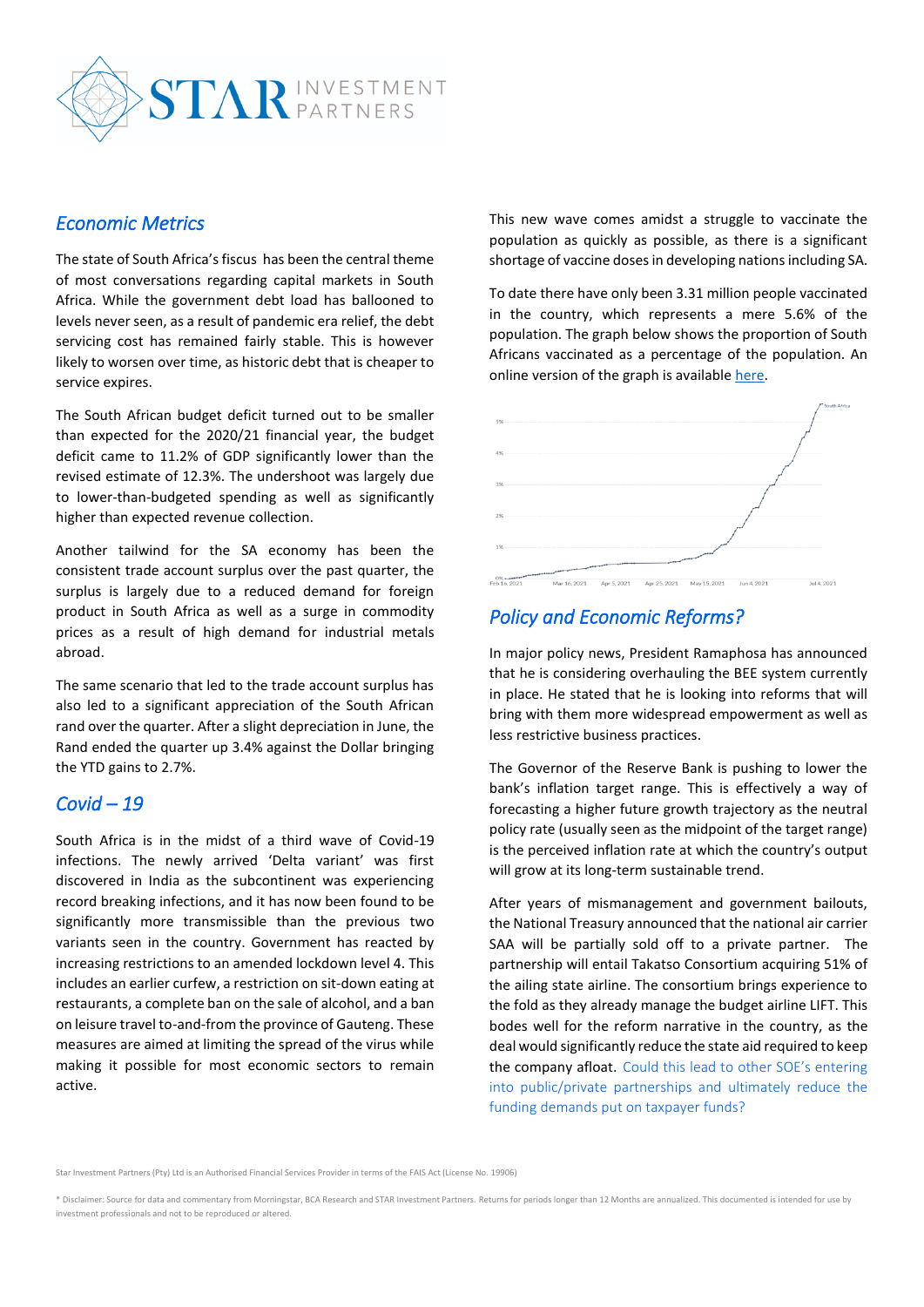## *Economic Metrics*

The state of South Africa's fiscus has been the central theme of most conversations regarding capital markets in South Africa. While the government debt load has ballooned to levels never seen, as a result of pandemic era relief, the debt servicing cost has remained fairly stable. This is however likely to worsen over time, as historic debt that is cheaper to service expires.

The South African budget deficit turned out to be smaller than expected for the 2020/21 financial year, the budget deficit came to 11.2% of GDP significantly lower than the revised estimate of 12.3%. The undershoot was largely due to lower-than-budgeted spending as well as significantly higher than expected revenue collection.

Another tailwind for the SA economy has been the consistent trade account surplus over the past quarter, the surplus is largely due to a reduced demand for foreign product in South Africa as well as a surge in commodity prices as a result of high demand for industrial metals abroad.

The same scenario that led to the trade account surplus has also led to a significant appreciation of the South African rand over the quarter. After a slight depreciation in June, the Rand ended the quarter up 3.4% against the Dollar bringing the YTD gains to 2.7%.

## *Covid – 19*

South Africa is in the midst of a third wave of Covid-19 infections. The newly arrived 'Delta variant' was first discovered in India as the subcontinent was experiencing record breaking infections, and it has now been found to be significantly more transmissible than the previous two variants seen in the country. Government has reacted by increasing restrictions to an amended lockdown level 4. This includes an earlier curfew, a restriction on sit-down eating at restaurants, a complete ban on the sale of alcohol, and a ban on leisure travel to-and-from the province of Gauteng. These measures are aimed at limiting the spread of the virus while making it possible for most economic sectors to remain active.

This new wave comes amidst a struggle to vaccinate the population as quickly as possible, as there is a significant shortage of vaccine doses in developing nations including SA.

To date there have only been 3.31 million people vaccinated in the country, which represents a mere 5.6% of the population. The graph below shows the proportion of South Africans vaccinated as a percentage of the population. An online version of the graph is available here.

## *Policy and Economic Reforms?*

In major policy news, President Ramaphosa has announced that he is considering overhauling the BEE system currently in place. He stated that he is looking into reforms that will bring with them more widespread empowerment as well as less restrictive business practices.

The Governor of the Reserve Bank is pushing to lower the bank's inflation target range. This is effectively a way of forecasting a higher future growth trajectory as the neutral policy rate (usually seen as the midpoint of the target range) is the perceived inflation rate at which the country's output will grow at its long-term sustainable trend.

After years of mismanagement and government bailouts, the National Treasury announced that the national air carrier SAA will be partially sold off to a private partner. The partnership will entail Takatso Consortium acquiring 51% of the ailing state airline. The consortium brings experience to the fold as they already manage the budget airline LIFT. This bodes well for the reform narrative in the country, as the deal would significantly reduce the state aid required to keep the company afloat. Could this lead to other SOE's entering into public/private partnerships and ultimately reduce the funding demands put on taxpayer funds?

Star Investment Partners (Pty) Ltd is an Authorised Financial Services Provider in terms of the FAIS Act (License No. 19906)

\* Disclaimer: Source for data and commentary from Morningstar, BCA Research and STAR Investment Partners. Returns for periods longer than 12 Months are annualized. This documented is intended for use by investment professionals and not to be reproduced or altered.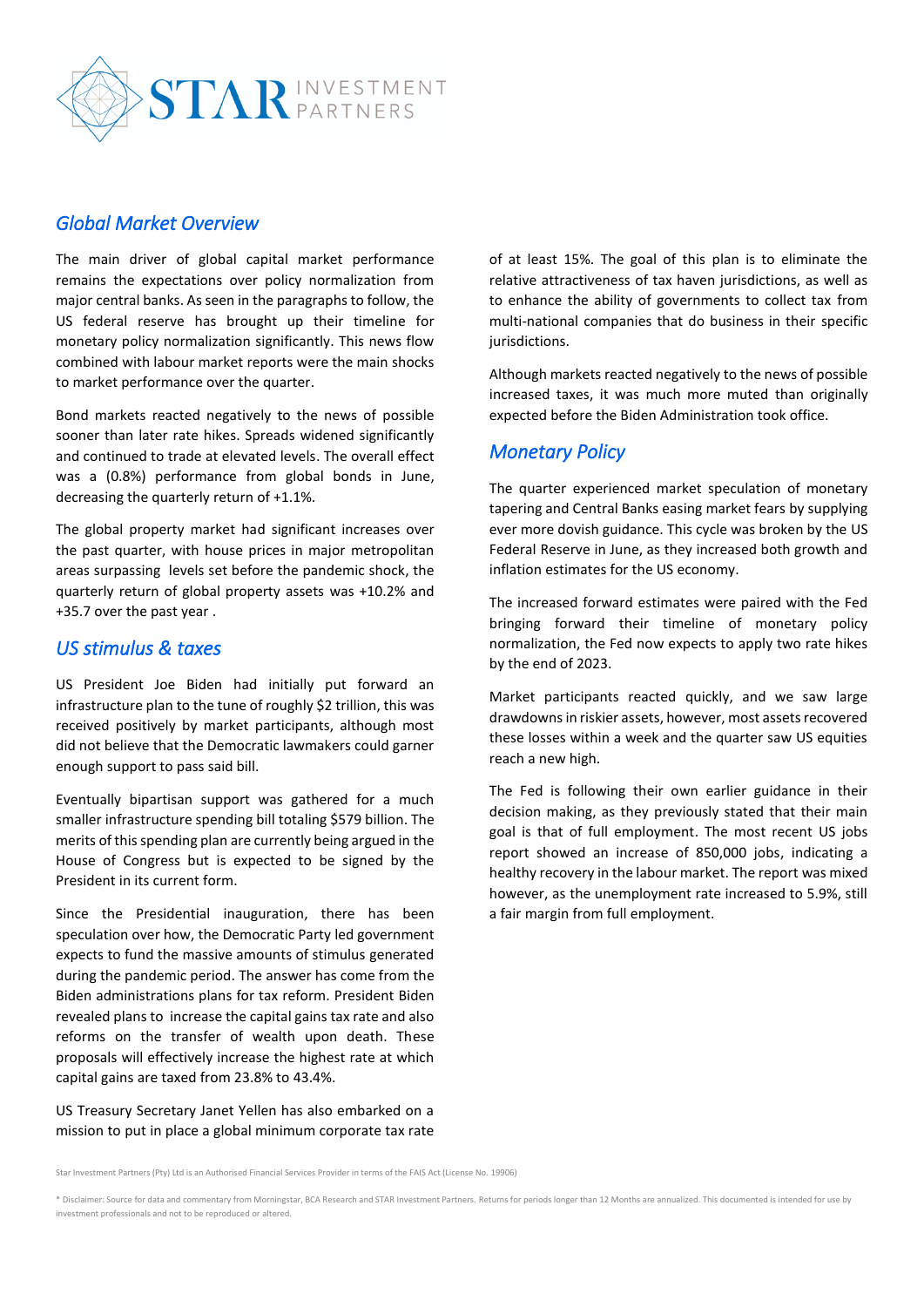## Global Market Overview

The main driver of global capital market performance remains the expectations over policy normalization from major central banks. As seen in the paragraphs to follow, the US federal reserve has brought up their timeline for monetary policy normalization significantly. This news flow combined with labour market reports were the main shocks to market performance over the quarter.

Bond markets reacted negatively to the news of possible sooner than later rate hikes. Spreads widened significantly and continued to trade at elevated levels. The overall effect was a (0.8%) performance from global bonds in June, decreasing the quarterly return of +1.1%.

The global property market had significant increases over the past quarter, with house prices in major metropolitan areas surpassing levels set before the pandemic shock, the quarterly return of global property assets was +10.2% and +35.7 over the past year .

## US stimulus & taxes

US President Joe Biden had initially put forward an infrastructure plan to the tune of roughly $2 trillion, this was received positively by market participants, although most did not believe that the Democratic lawmakers could garner enough support to pass said bill.

Eventually bipartisan support was gathered for a much smaller infrastructure spending bill totaling $579 billion. The merits of this spending plan are currently being argued in the House of Congress but is expected to be signed by the President in its current form.

Since the Presidential inauguration, there has been speculation over how, the Democratic Party led government expects to fund the massive amounts of stimulus generated during the pandemic period. The answer has come from the Biden administrations plans for tax reform. President Biden revealed plans to increase the capital gains tax rate and also reforms on the transfer of wealth upon death. These proposals will effectively increase the highest rate at which capital gains are taxed from 23.8% to 43.4%.

US Treasury Secretary Janet Yellen has also embarked on a mission to put in place a global minimum corporate tax rate of at least 15%. The goal of this plan is to eliminate the relative attractiveness of tax haven jurisdictions, as well as to enhance the ability of governments to collect tax from multi-national companies that do business in their specific jurisdictions.

Although markets reacted negatively to the news of possible increased taxes, it was much more muted than originally expected before the Biden Administration took office.

## Monetary Policy

The quarter experienced market speculation of monetary tapering and Central Banks easing market fears by supplying ever more dovish guidance. This cycle was broken by the US Federal Reserve in June, as they increased both growth and inflation estimates for the US economy.

The increased forward estimates were paired with the Fed bringing forward their timeline of monetary policy normalization, the Fed now expects to apply two rate hikes by the end of 2023.

Market participants reacted quickly, and we saw large drawdowns in riskier assets, however, most assets recovered these losses within a week and the quarter saw US equities reach a new high.

The Fed is following their own earlier guidance in their decision making, as they previously stated that their main goal is that of full employment. The most recent US jobs report showed an increase of 850,000 jobs, indicating a healthy recovery in the labour market. The report was mixed however, as the unemployment rate increased to 5.9%, still a fair margin from full employment.

Star Investment Partners (Pty) Ltd is an Authorised Financial Services Provider in terms of the FAIS Act (License No. 19906)

* Disclaimer: Source for data and commentary from Morningstar, BCA Research and STAR Investment Partners. Returns for periods longer than 12 Months are annualized. This documented is intended for use by investment professionals and not to be reproduced or altered.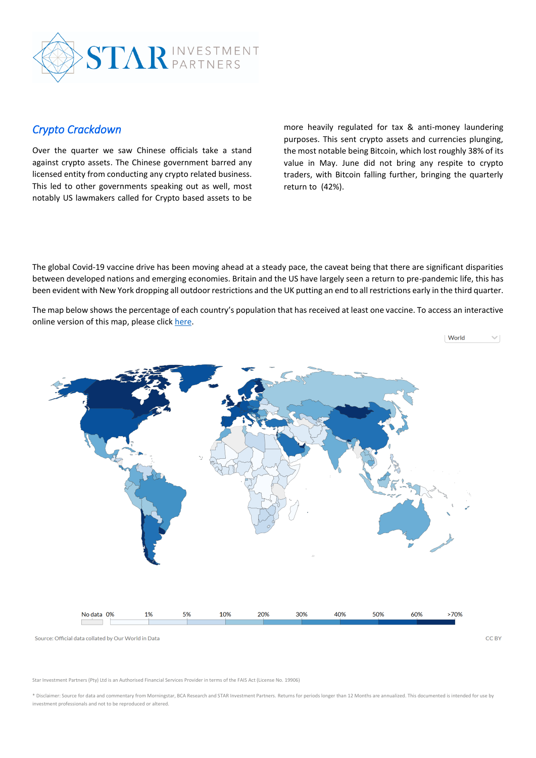## *Crypto Crackdown*

Over the quarter we saw Chinese officials take a stand against crypto assets. The Chinese government barred any licensed entity from conducting any crypto related business. This led to other governments speaking out as well, most notably US lawmakers called for Crypto based assets to be more heavily regulated for tax & anti-money laundering purposes. This sent crypto assets and currencies plunging, the most notable being Bitcoin, which lost roughly 38% of its value in May. June did not bring any respite to crypto traders, with Bitcoin falling further, bringing the quarterly return to (42%).

The global Covid-19 vaccine drive has been moving ahead at a steady pace, the caveat being that there are significant disparities between developed nations and emerging economies. Britain and the US have largely seen a return to pre-pandemic life, this has been evident with New York dropping all outdoor restrictions and the UK putting an end to all restrictions early in the third quarter.

The map below shows the percentage of each country's population that has received at least one vaccine. To access an interactive online version of this map, please click [here](here).

World

No data 0% 1% 5% 10% 20% 30% 40% 50% 60% >70%

Source: Official data collated by Our World in Data

CC BY

Star Investment Partners (Pty) Ltd is an Authorised Financial Services Provider in terms of the FAIS Act (License No. 19906)

* Disclaimer: Source for data and commentary from Morningstar, BCA Research and STAR Investment Partners. Returns for periods longer than 12 Months are annualized. This documented is intended for use by investment professionals and not to be reproduced or altered.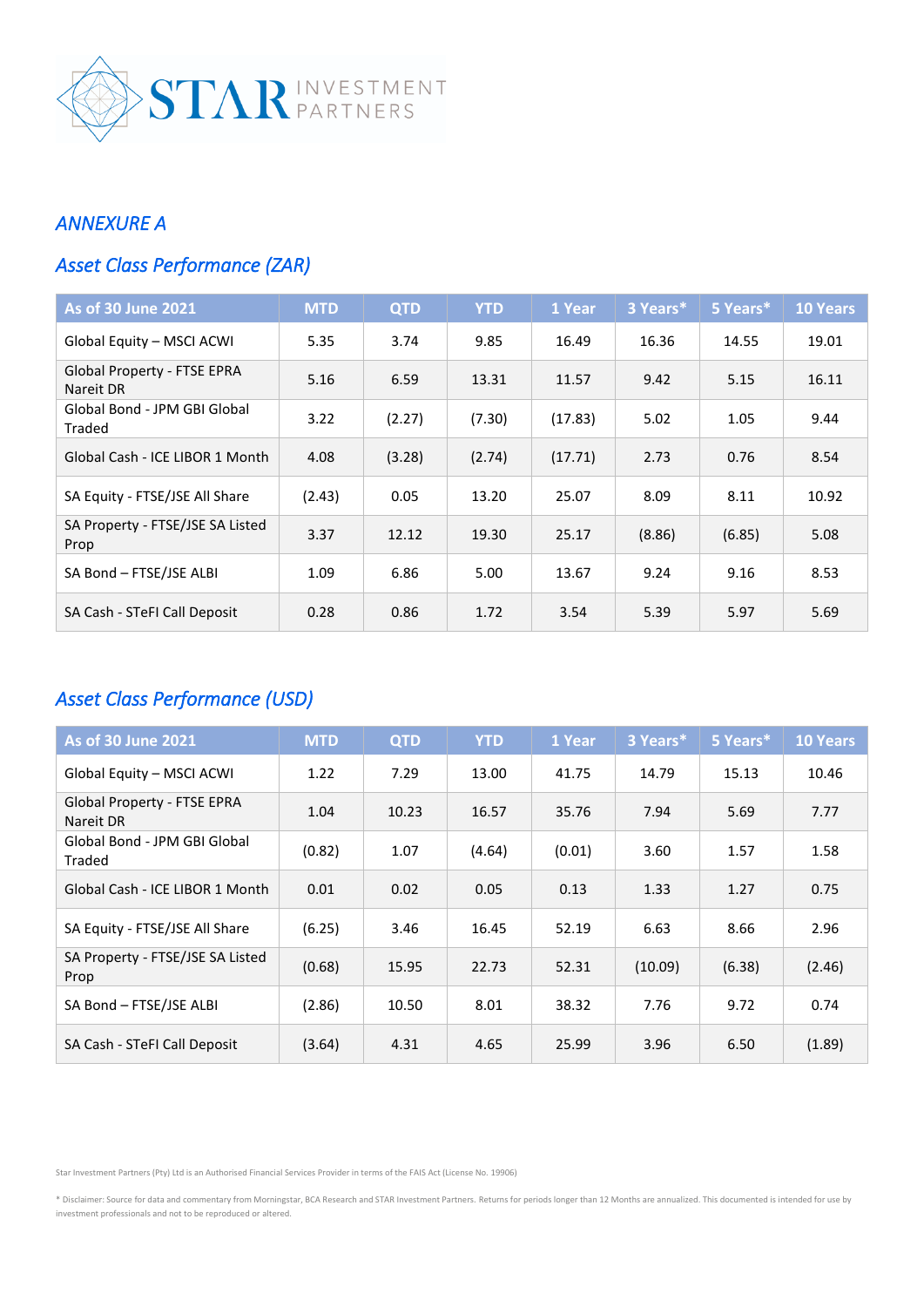## *ANNEXURE A*

## *Asset Class Performance (ZAR)*

| As of 30 June 2021 | MTD | QTD | YTD | 1 Year | 3 Years* | 5 Years* | 10 Years |
|---|---|---|---|---|---|---|---|
| Global Equity – MSCI ACWI | 5.35 | 3.74 | 9.85 | 16.49 | 16.36 | 14.55 | 19.01 |
| Global Property - FTSE EPRA Nareit DR | 5.16 | 6.59 | 13.31 | 11.57 | 9.42 | 5.15 | 16.11 |
| Global Bond - JPM GBI Global Traded | 3.22 | (2.27) | (7.30) | (17.83) | 5.02 | 1.05 | 9.44 |
| Global Cash - ICE LIBOR 1 Month | 4.08 | (3.28) | (2.74) | (17.71) | 2.73 | 0.76 | 8.54 |
| SA Equity - FTSE/JSE All Share | (2.43) | 0.05 | 13.20 | 25.07 | 8.09 | 8.11 | 10.92 |
| SA Property - FTSE/JSE SA Listed Prop | 3.37 | 12.12 | 19.30 | 25.17 | (8.86) | (6.85) | 5.08 |
| SA Bond – FTSE/JSE ALBI | 1.09 | 6.86 | 5.00 | 13.67 | 9.24 | 9.16 | 8.53 |
| SA Cash - STeFI Call Deposit | 0.28 | 0.86 | 1.72 | 3.54 | 5.39 | 5.97 | 5.69 |

## *Asset Class Performance (USD)*

| As of 30 June 2021 | MTD | QTD | YTD | 1 Year | 3 Years* | 5 Years* | 10 Years |
|---|---|---|---|---|---|---|---|
| Global Equity – MSCI ACWI | 1.22 | 7.29 | 13.00 | 41.75 | 14.79 | 15.13 | 10.46 |
| Global Property - FTSE EPRA Nareit DR | 1.04 | 10.23 | 16.57 | 35.76 | 7.94 | 5.69 | 7.77 |
| Global Bond - JPM GBI Global Traded | (0.82) | 1.07 | (4.64) | (0.01) | 3.60 | 1.57 | 1.58 |
| Global Cash - ICE LIBOR 1 Month | 0.01 | 0.02 | 0.05 | 0.13 | 1.33 | 1.27 | 0.75 |
| SA Equity - FTSE/JSE All Share | (6.25) | 3.46 | 16.45 | 52.19 | 6.63 | 8.66 | 2.96 |
| SA Property - FTSE/JSE SA Listed Prop | (0.68) | 15.95 | 22.73 | 52.31 | (10.09) | (6.38) | (2.46) |
| SA Bond – FTSE/JSE ALBI | (2.86) | 10.50 | 8.01 | 38.32 | 7.76 | 9.72 | 0.74 |
| SA Cash - STeFI Call Deposit | (3.64) | 4.31 | 4.65 | 25.99 | 3.96 | 6.50 | (1.89) |

Star Investment Partners (Pty) Ltd is an Authorised Financial Services Provider in terms of the FAIS Act (License No. 19906)

* Disclaimer: Source for data and commentary from Morningstar, BCA Research and STAR Investment Partners. Returns for periods longer than 12 Months are annualized. This documented is intended for use by investment professionals and not to be reproduced or altered.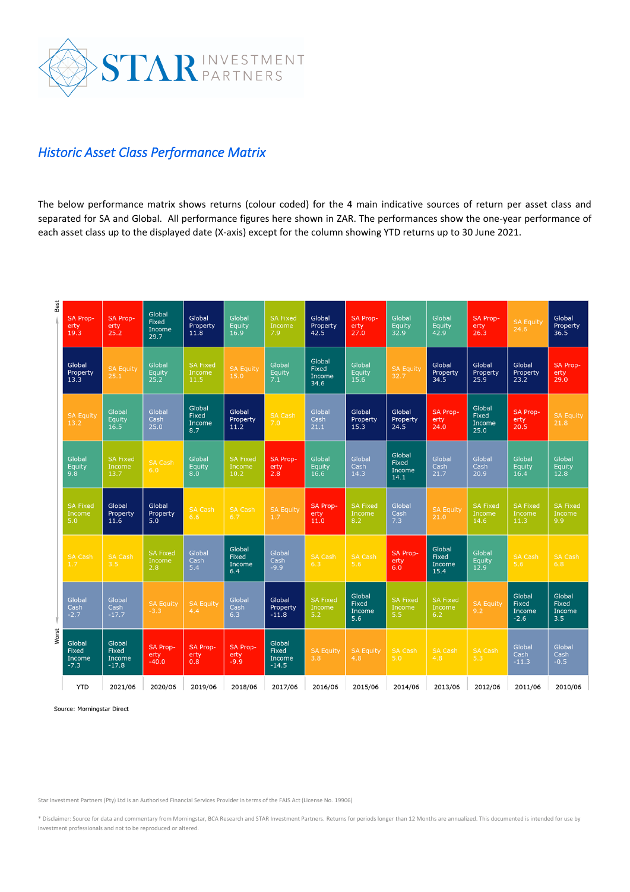## *Historic Asset Class Performance Matrix*

The below performance matrix shows returns (colour coded) for the 4 main indicative sources of return per asset class and separated for SA and Global. All performance figures here shown in ZAR. The performances show the one-year performance of each asset class up to the displayed date (X-axis) except for the column showing YTD returns up to 30 June 2021.

| | YTD | 2021/06 | 2020/06 | 2019/06 | 2018/06 | 2017/06 | 2016/06 | 2015/06 | 2014/06 | 2013/06 | 2012/06 | 2011/06 | 2010/06 |
|---|---|---|---|---|---|---|---|---|---|---|---|---|---|
| Best | SA Property 19.3 | SA Property 25.2 | Global Fixed Income 29.7 | Global Property 11.8 | Global Equity 16.9 | SA Fixed Income 7.9 | Global Property 42.5 | SA Property 27.0 | Global Equity 32.9 | Global Equity 42.9 | SA Property 26.3 | SA Equity 24.6 | Global Property 36.5 |
| | Global Property 13.3 | SA Equity 25.1 | Global Equity 25.2 | SA Fixed Income 11.5 | SA Equity 15.0 | Global Equity 7.1 | Global Fixed Income 34.6 | Global Equity 15.6 | SA Equity 32.7 | Global Property 34.5 | Global Property 25.9 | Global Property 23.2 | SA Property 29.0 |
| | SA Equity 13.2 | Global Equity 16.5 | Global Cash 25.0 | Global Fixed Income 8.7 | Global Property 11.2 | SA Cash 7.0 | Global Cash 21.1 | Global Property 15.3 | Global Property 24.5 | SA Property 24.0 | Global Fixed Income 25.0 | SA Property 20.5 | SA Equity 21.8 |
| | Global Equity 9.8 | SA Fixed Income 13.7 | SA Cash 6.0 | Global Equity 8.0 | SA Fixed Income 10.2 | SA Property 2.8 | Global Equity 16.6 | Global Cash 14.3 | Global Fixed Income 14.1 | Global Cash 21.7 | Global Cash 20.9 | Global Equity 16.4 | Global Equity 12.8 |
| | SA Fixed Income 5.0 | Global Property 11.6 | Global Property 5.0 | SA Cash 6.6 | SA Cash 6.7 | SA Equity 1.7 | SA Property 11.0 | SA Fixed Income 8.2 | Global Cash 7.3 | SA Equity 21.0 | SA Fixed Income 14.6 | SA Fixed Income 11.3 | SA Fixed Income 9.9 |
| | SA Cash 1.7 | SA Cash 3.5 | SA Fixed Income 2.8 | Global Cash 5.4 | Global Fixed Income 6.4 | Global Cash -9.9 | SA Cash 6.3 | SA Cash 5.6 | SA Property 6.0 | Global Fixed Income 15.4 | Global Equity 12.9 | SA Cash 5.6 | SA Cash 6.8 |
| | Global Cash -2.7 | Global Cash -17.7 | SA Equity -3.3 | SA Equity 4.4 | Global Cash 6.3 | Global Property -11.8 | SA Fixed Income 5.2 | Global Fixed Income 5.6 | SA Fixed Income 5.5 | SA Fixed Income 6.2 | SA Equity 9.2 | Global Fixed Income -2.6 | Global Fixed Income 3.5 |
| Worst | Global Fixed Income -7.3 | Global Fixed Income -17.8 | SA Property -40.0 | SA Property 0.8 | SA Property -9.9 | Global Fixed Income -14.5 | SA Equity 3.8 | SA Equity 4.8 | SA Cash 5.0 | SA Cash 4.8 | SA Cash 5.3 | Global Cash -11.3 | Global Cash -0.5 |

Source: Morningstar Direct

Star Investment Partners (Pty) Ltd is an Authorised Financial Services Provider in terms of the FAIS Act (License No. 19906)

* Disclaimer: Source for data and commentary from Morningstar, BCA Research and STAR Investment Partners. Returns for periods longer than 12 Months are annualized. This documented is intended for use by investment professionals and not to be reproduced or altered.